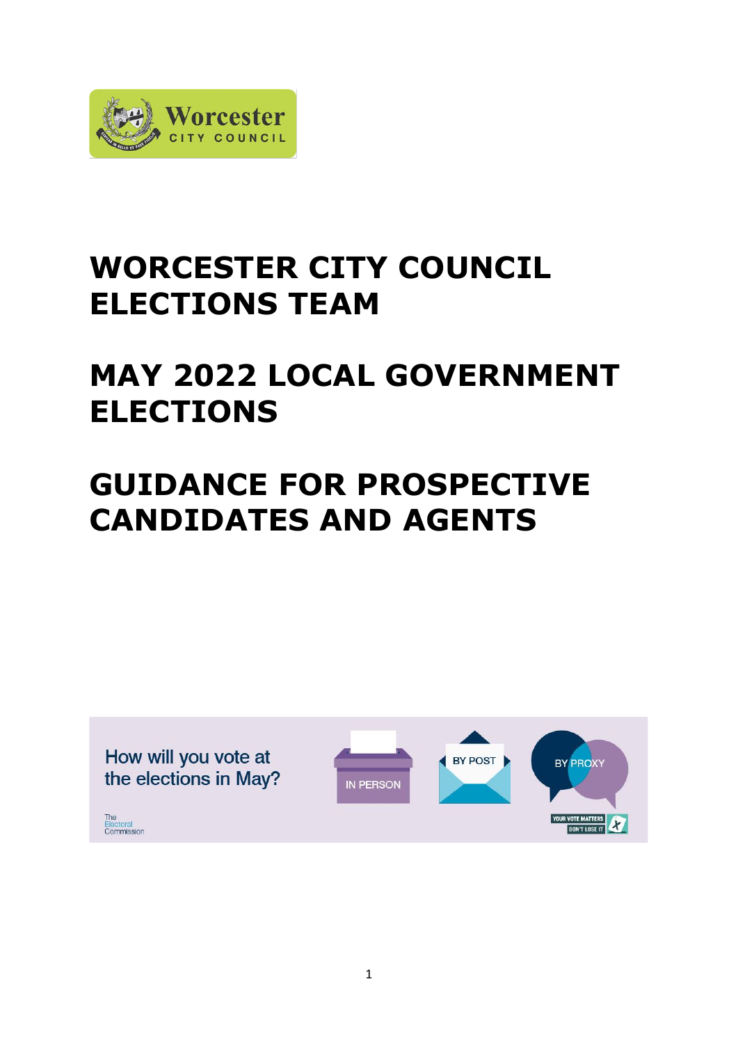# WORCESTER CITY COUNCIL ELECTIONS TEAM

# MAY 2022 LOCAL GOVERNMENT ELECTIONS

# GUIDANCE FOR PROSPECTIVE CANDIDATES AND AGENTS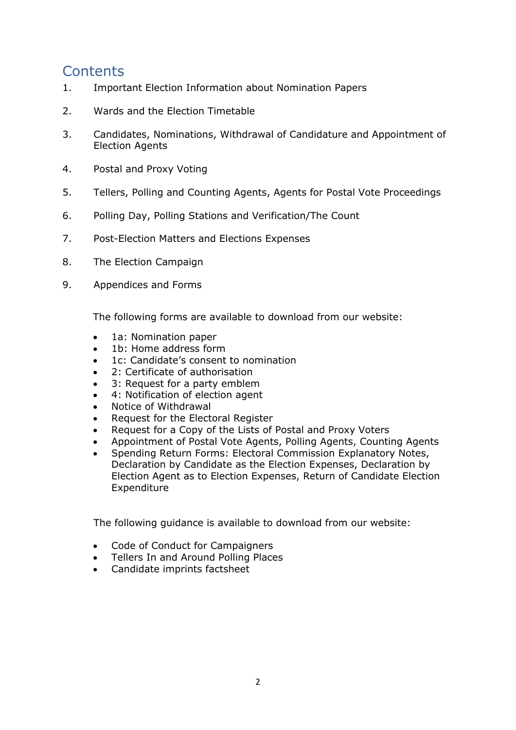# Contents

1. Important Election Information about Nomination Papers
2. Wards and the Election Timetable
3. Candidates, Nominations, Withdrawal of Candidature and Appointment of Election Agents
4. Postal and Proxy Voting
5. Tellers, Polling and Counting Agents, Agents for Postal Vote Proceedings
6. Polling Day, Polling Stations and Verification/The Count
7. Post-Election Matters and Elections Expenses
8. The Election Campaign
9. Appendices and Forms

The following forms are available to download from our website:

- 1a: Nomination paper
- 1b: Home address form
- 1c: Candidate's consent to nomination
- 2: Certificate of authorisation
- 3: Request for a party emblem
- 4: Notification of election agent
- Notice of Withdrawal
- Request for the Electoral Register
- Request for a Copy of the Lists of Postal and Proxy Voters
- Appointment of Postal Vote Agents, Polling Agents, Counting Agents
- Spending Return Forms: Electoral Commission Explanatory Notes, Declaration by Candidate as the Election Expenses, Declaration by Election Agent as to Election Expenses, Return of Candidate Election Expenditure

The following guidance is available to download from our website:

- Code of Conduct for Campaigners
- Tellers In and Around Polling Places
- Candidate imprints factsheet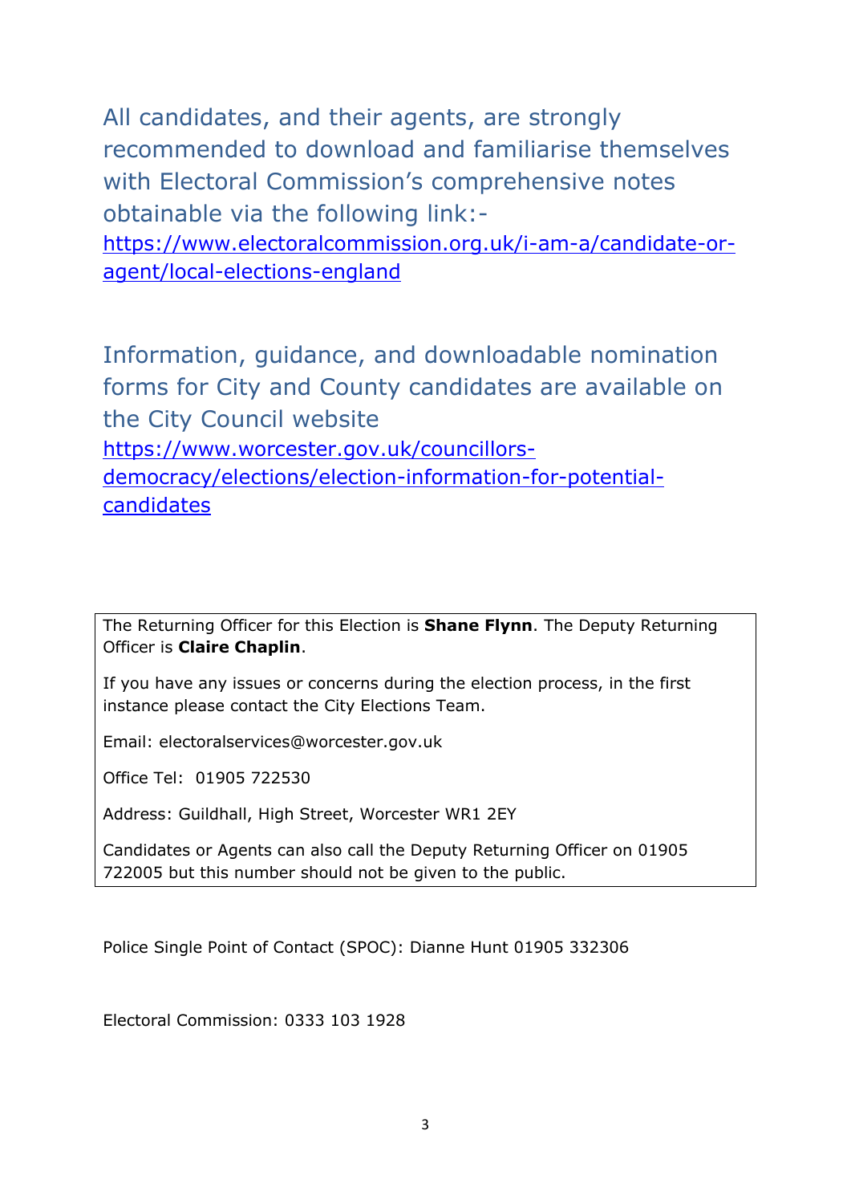All candidates, and their agents, are strongly recommended to download and familiarise themselves with Electoral Commission's comprehensive notes obtainable via the following link:-
https://www.electoralcommission.org.uk/i-am-a/candidate-or-agent/local-elections-england

Information, guidance, and downloadable nomination forms for City and County candidates are available on the City Council website
https://www.worcester.gov.uk/councillors-democracy/elections/election-information-for-potential-candidates

The Returning Officer for this Election is **Shane Flynn**. The Deputy Returning Officer is **Claire Chaplin**.

If you have any issues or concerns during the election process, in the first instance please contact the City Elections Team.

Email: electoralservices@worcester.gov.uk

Office Tel: 01905 722530

Address: Guildhall, High Street, Worcester WR1 2EY

Candidates or Agents can also call the Deputy Returning Officer on 01905 722005 but this number should not be given to the public.

Police Single Point of Contact (SPOC): Dianne Hunt 01905 332306

Electoral Commission: 0333 103 1928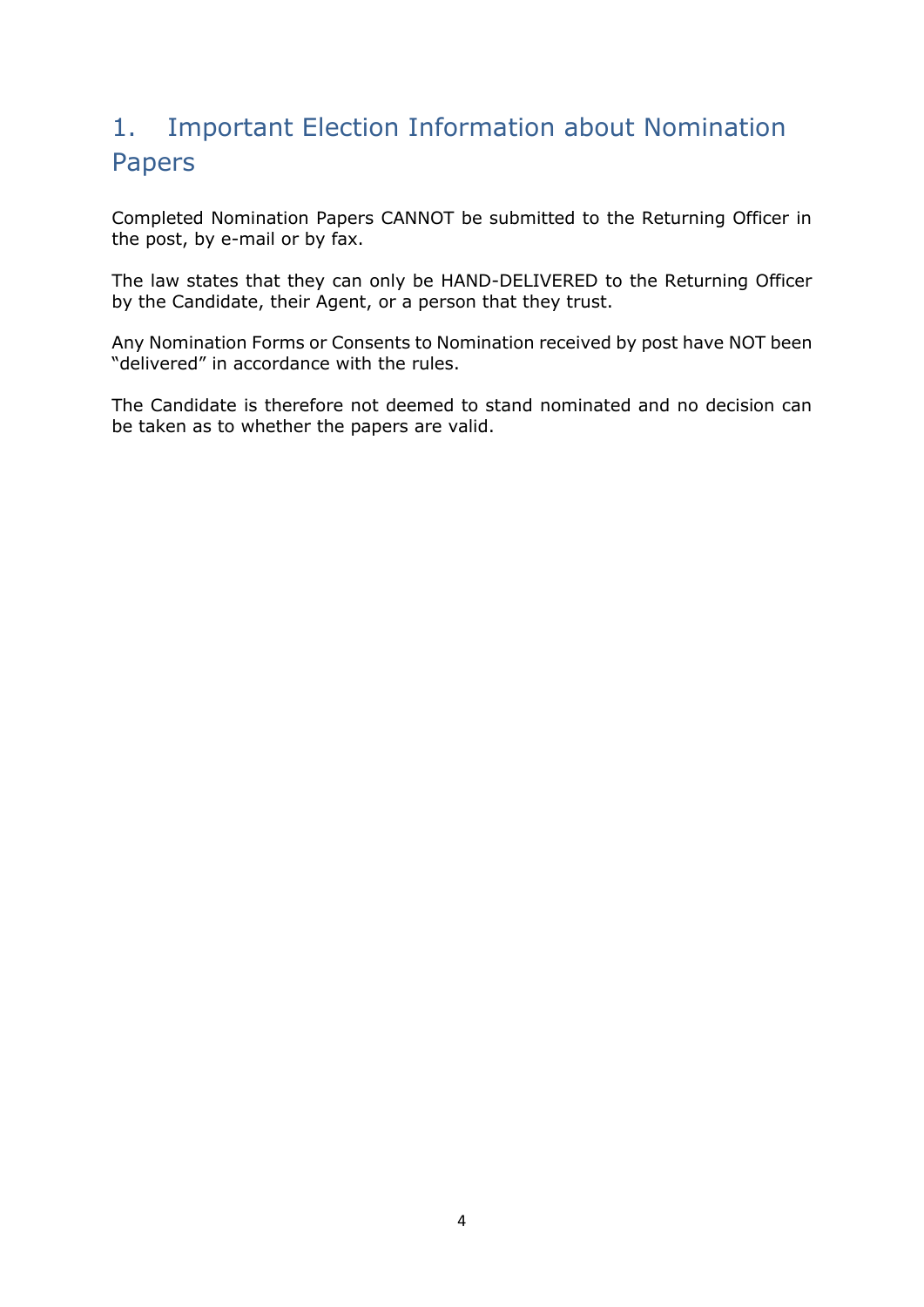# 1. Important Election Information about Nomination Papers

Completed Nomination Papers CANNOT be submitted to the Returning Officer in the post, by e-mail or by fax.

The law states that they can only be HAND-DELIVERED to the Returning Officer by the Candidate, their Agent, or a person that they trust.

Any Nomination Forms or Consents to Nomination received by post have NOT been "delivered" in accordance with the rules.

The Candidate is therefore not deemed to stand nominated and no decision can be taken as to whether the papers are valid.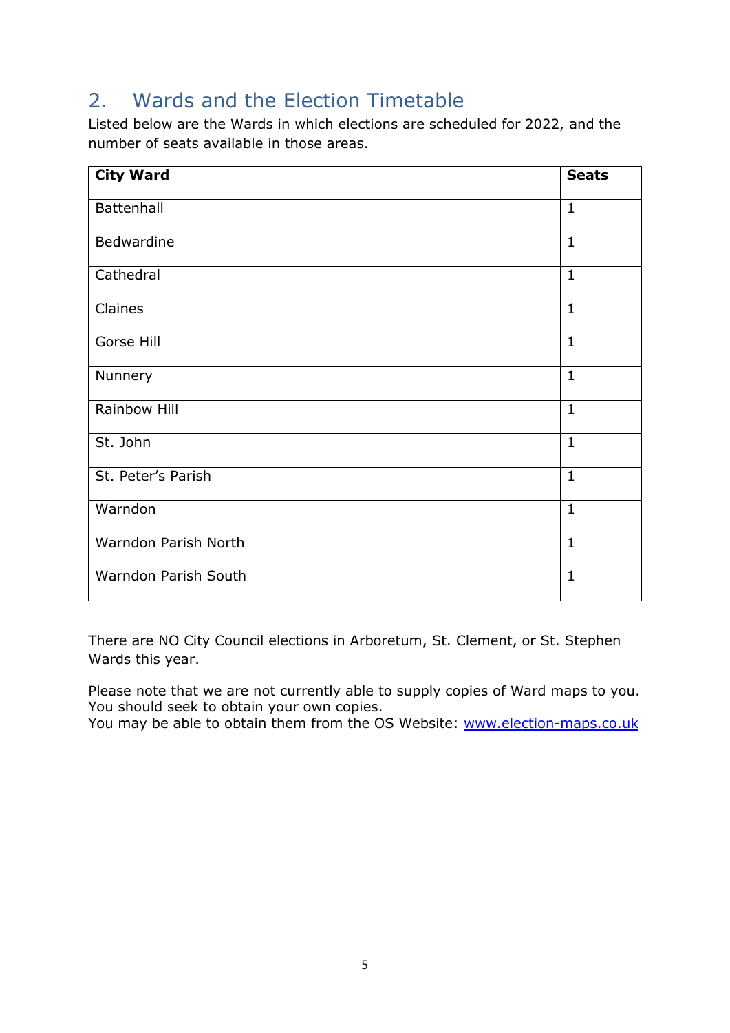## 2. Wards and the Election Timetable

Listed below are the Wards in which elections are scheduled for 2022, and the number of seats available in those areas.

| City Ward | Seats |
|---|---|
| Battenhall | 1 |
| Bedwardine | 1 |
| Cathedral | 1 |
| Claines | 1 |
| Gorse Hill | 1 |
| Nunnery | 1 |
| Rainbow Hill | 1 |
| St. John | 1 |
| St. Peter's Parish | 1 |
| Warndon | 1 |
| Warndon Parish North | 1 |
| Warndon Parish South | 1 |

There are NO City Council elections in Arboretum, St. Clement, or St. Stephen Wards this year.

Please note that we are not currently able to supply copies of Ward maps to you. You should seek to obtain your own copies.
You may be able to obtain them from the OS Website: [www.election-maps.co.uk](www.election-maps.co.uk)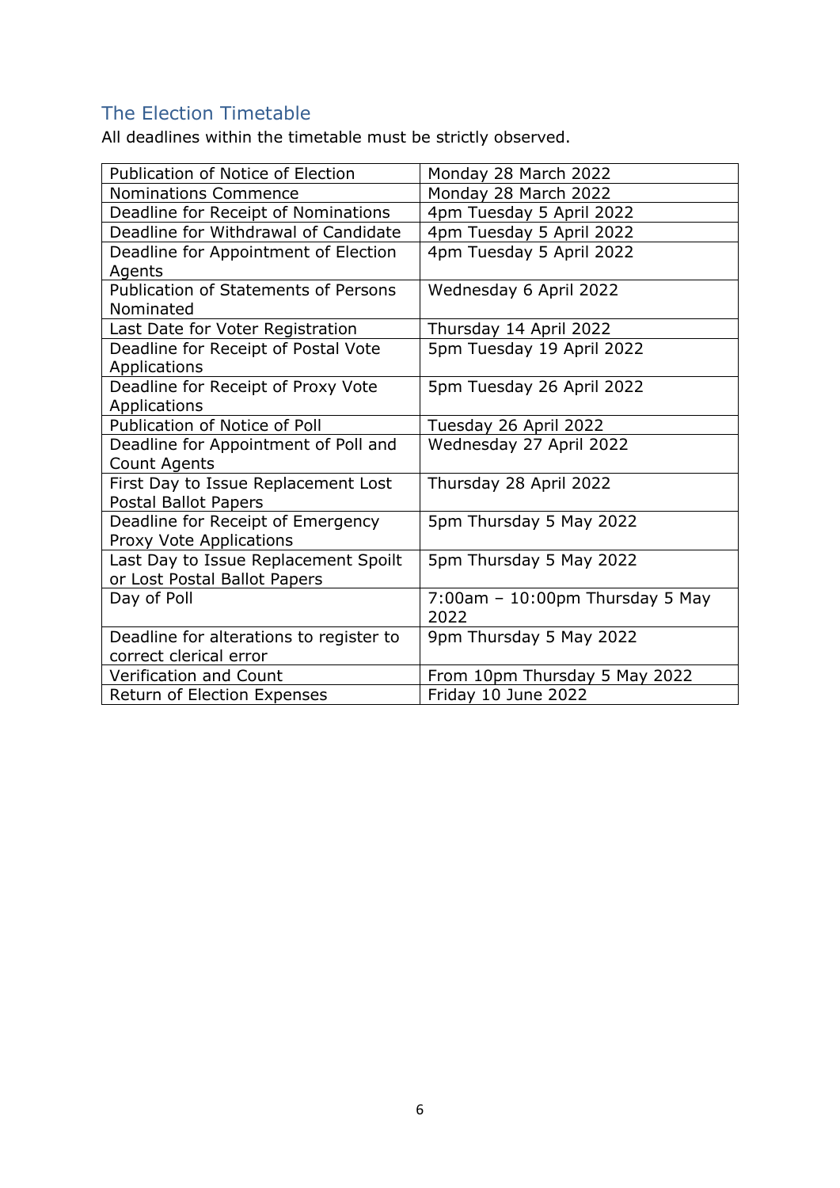## The Election Timetable

All deadlines within the timetable must be strictly observed.

| | |
|---|---|
| Publication of Notice of Election | Monday 28 March 2022 |
| Nominations Commence | Monday 28 March 2022 |
| Deadline for Receipt of Nominations | 4pm Tuesday 5 April 2022 |
| Deadline for Withdrawal of Candidate | 4pm Tuesday 5 April 2022 |
| Deadline for Appointment of Election Agents | 4pm Tuesday 5 April 2022 |
| Publication of Statements of Persons Nominated | Wednesday 6 April 2022 |
| Last Date for Voter Registration | Thursday 14 April 2022 |
| Deadline for Receipt of Postal Vote Applications | 5pm Tuesday 19 April 2022 |
| Deadline for Receipt of Proxy Vote Applications | 5pm Tuesday 26 April 2022 |
| Publication of Notice of Poll | Tuesday 26 April 2022 |
| Deadline for Appointment of Poll and Count Agents | Wednesday 27 April 2022 |
| First Day to Issue Replacement Lost Postal Ballot Papers | Thursday 28 April 2022 |
| Deadline for Receipt of Emergency Proxy Vote Applications | 5pm Thursday 5 May 2022 |
| Last Day to Issue Replacement Spoilt or Lost Postal Ballot Papers | 5pm Thursday 5 May 2022 |
| Day of Poll | 7:00am – 10:00pm Thursday 5 May 2022 |
| Deadline for alterations to register to correct clerical error | 9pm Thursday 5 May 2022 |
| Verification and Count | From 10pm Thursday 5 May 2022 |
| Return of Election Expenses | Friday 10 June 2022 |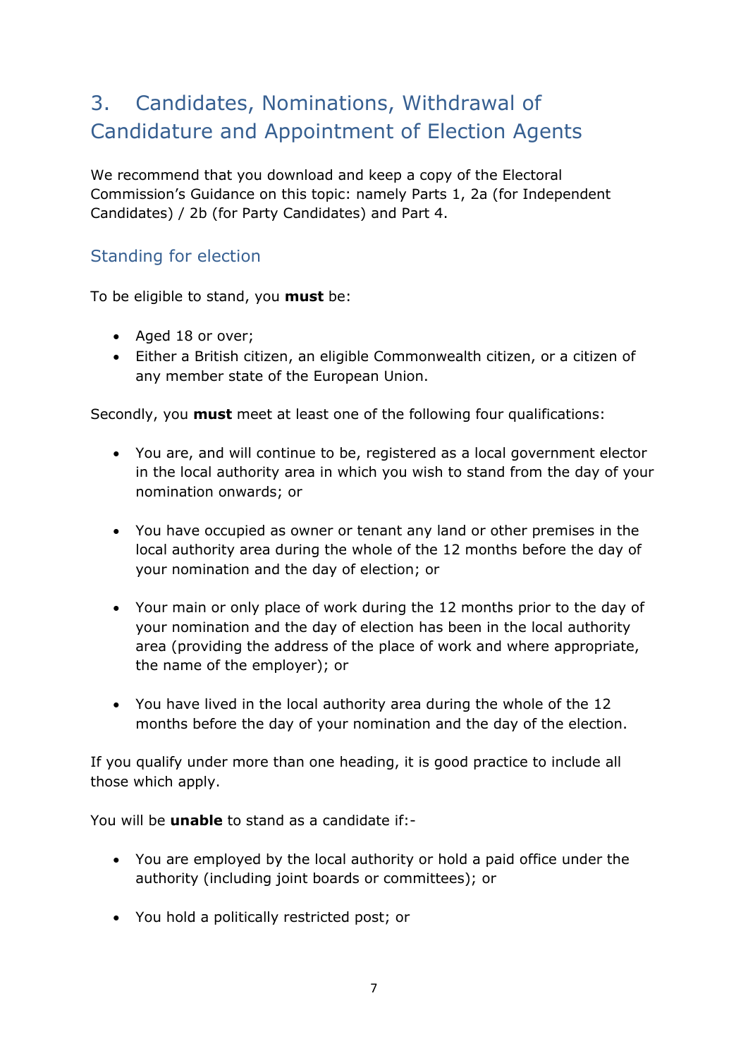## 3. Candidates, Nominations, Withdrawal of Candidature and Appointment of Election Agents

We recommend that you download and keep a copy of the Electoral Commission's Guidance on this topic: namely Parts 1, 2a (for Independent Candidates) / 2b (for Party Candidates) and Part 4.

### Standing for election

To be eligible to stand, you **must** be:

- Aged 18 or over;
- Either a British citizen, an eligible Commonwealth citizen, or a citizen of any member state of the European Union.

Secondly, you **must** meet at least one of the following four qualifications:

- You are, and will continue to be, registered as a local government elector in the local authority area in which you wish to stand from the day of your nomination onwards; or
- You have occupied as owner or tenant any land or other premises in the local authority area during the whole of the 12 months before the day of your nomination and the day of election; or
- Your main or only place of work during the 12 months prior to the day of your nomination and the day of election has been in the local authority area (providing the address of the place of work and where appropriate, the name of the employer); or
- You have lived in the local authority area during the whole of the 12 months before the day of your nomination and the day of the election.

If you qualify under more than one heading, it is good practice to include all those which apply.

You will be **unable** to stand as a candidate if:-

- You are employed by the local authority or hold a paid office under the authority (including joint boards or committees); or
- You hold a politically restricted post; or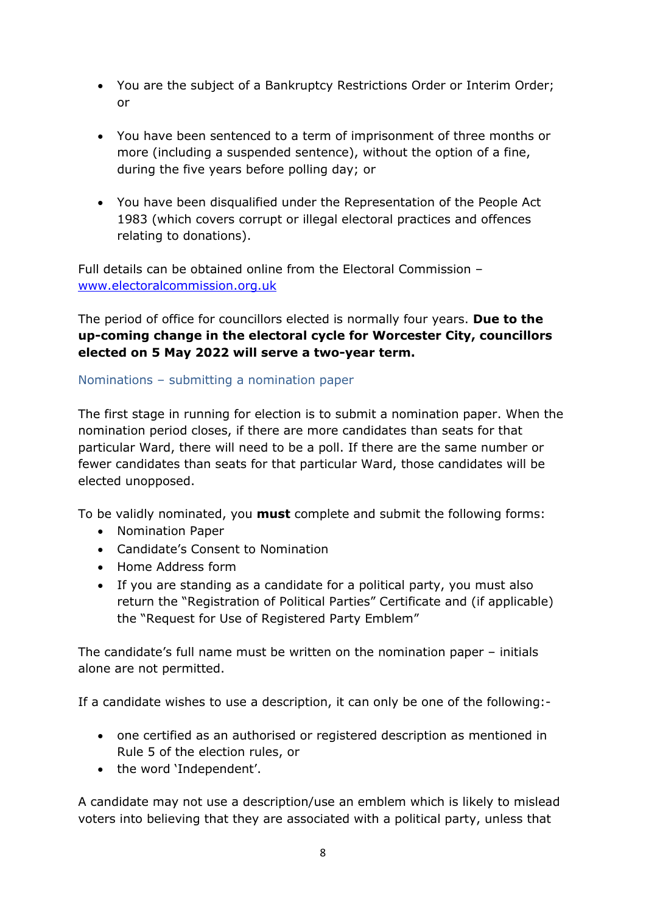- You are the subject of a Bankruptcy Restrictions Order or Interim Order; or

- You have been sentenced to a term of imprisonment of three months or more (including a suspended sentence), without the option of a fine, during the five years before polling day; or

- You have been disqualified under the Representation of the People Act 1983 (which covers corrupt or illegal electoral practices and offences relating to donations).

Full details can be obtained online from the Electoral Commission – [www.electoralcommission.org.uk](http://www.electoralcommission.org.uk)

The period of office for councillors elected is normally four years. **Due to the up-coming change in the electoral cycle for Worcester City, councillors elected on 5 May 2022 will serve a two-year term.**

### Nominations – submitting a nomination paper

The first stage in running for election is to submit a nomination paper. When the nomination period closes, if there are more candidates than seats for that particular Ward, there will need to be a poll. If there are the same number or fewer candidates than seats for that particular Ward, those candidates will be elected unopposed.

To be validly nominated, you **must** complete and submit the following forms:

- Nomination Paper
- Candidate's Consent to Nomination
- Home Address form
- If you are standing as a candidate for a political party, you must also return the "Registration of Political Parties" Certificate and (if applicable) the "Request for Use of Registered Party Emblem"

The candidate's full name must be written on the nomination paper – initials alone are not permitted.

If a candidate wishes to use a description, it can only be one of the following:-

- one certified as an authorised or registered description as mentioned in Rule 5 of the election rules, or
- the word 'Independent'.

A candidate may not use a description/use an emblem which is likely to mislead voters into believing that they are associated with a political party, unless that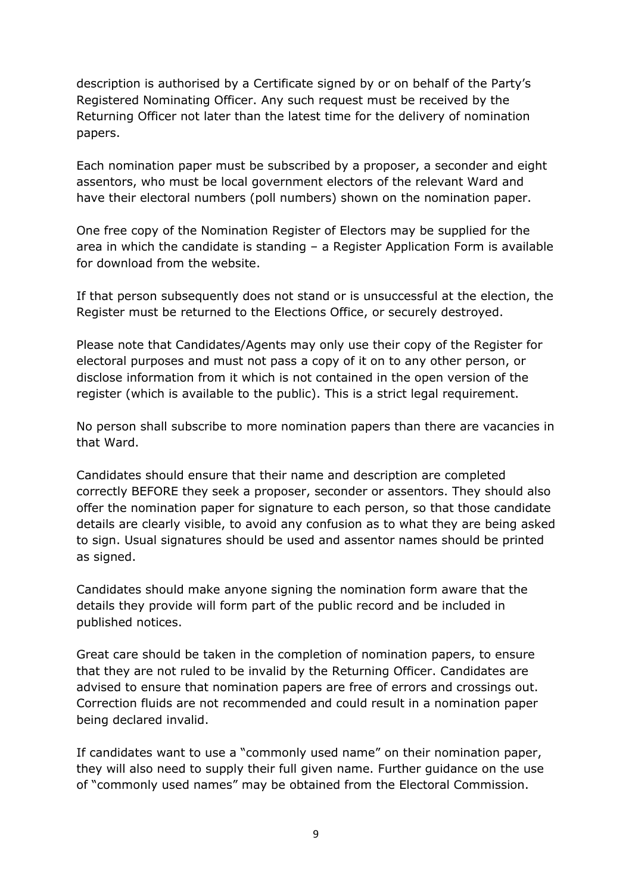description is authorised by a Certificate signed by or on behalf of the Party's Registered Nominating Officer. Any such request must be received by the Returning Officer not later than the latest time for the delivery of nomination papers.

Each nomination paper must be subscribed by a proposer, a seconder and eight assentors, who must be local government electors of the relevant Ward and have their electoral numbers (poll numbers) shown on the nomination paper.

One free copy of the Nomination Register of Electors may be supplied for the area in which the candidate is standing – a Register Application Form is available for download from the website.

If that person subsequently does not stand or is unsuccessful at the election, the Register must be returned to the Elections Office, or securely destroyed.

Please note that Candidates/Agents may only use their copy of the Register for electoral purposes and must not pass a copy of it on to any other person, or disclose information from it which is not contained in the open version of the register (which is available to the public). This is a strict legal requirement.

No person shall subscribe to more nomination papers than there are vacancies in that Ward.

Candidates should ensure that their name and description are completed correctly BEFORE they seek a proposer, seconder or assentors. They should also offer the nomination paper for signature to each person, so that those candidate details are clearly visible, to avoid any confusion as to what they are being asked to sign. Usual signatures should be used and assentor names should be printed as signed.

Candidates should make anyone signing the nomination form aware that the details they provide will form part of the public record and be included in published notices.

Great care should be taken in the completion of nomination papers, to ensure that they are not ruled to be invalid by the Returning Officer. Candidates are advised to ensure that nomination papers are free of errors and crossings out. Correction fluids are not recommended and could result in a nomination paper being declared invalid.

If candidates want to use a "commonly used name" on their nomination paper, they will also need to supply their full given name. Further guidance on the use of "commonly used names" may be obtained from the Electoral Commission.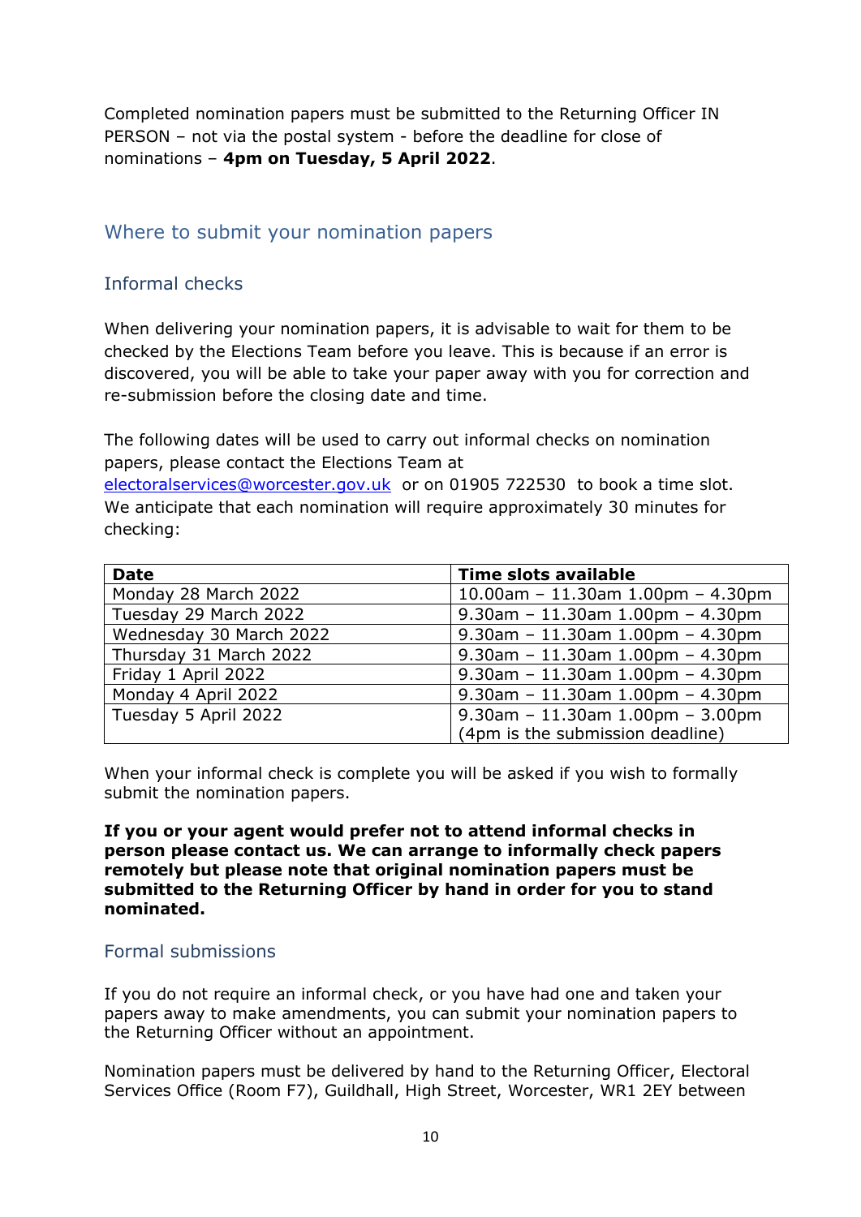Completed nomination papers must be submitted to the Returning Officer IN PERSON – not via the postal system - before the deadline for close of nominations – **4pm on Tuesday, 5 April 2022**.

## Where to submit your nomination papers

### Informal checks

When delivering your nomination papers, it is advisable to wait for them to be checked by the Elections Team before you leave. This is because if an error is discovered, you will be able to take your paper away with you for correction and re-submission before the closing date and time.

The following dates will be used to carry out informal checks on nomination papers, please contact the Elections Team at electoralservices@worcester.gov.uk or on 01905 722530 to book a time slot. We anticipate that each nomination will require approximately 30 minutes for checking:

| Date | Time slots available |
|---|---|
| Monday 28 March 2022 | 10.00am – 11.30am 1.00pm – 4.30pm |
| Tuesday 29 March 2022 | 9.30am – 11.30am 1.00pm – 4.30pm |
| Wednesday 30 March 2022 | 9.30am – 11.30am 1.00pm – 4.30pm |
| Thursday 31 March 2022 | 9.30am – 11.30am 1.00pm – 4.30pm |
| Friday 1 April 2022 | 9.30am – 11.30am 1.00pm – 4.30pm |
| Monday 4 April 2022 | 9.30am – 11.30am 1.00pm – 4.30pm |
| Tuesday 5 April 2022 | 9.30am – 11.30am 1.00pm – 3.00pm (4pm is the submission deadline) |

When your informal check is complete you will be asked if you wish to formally submit the nomination papers.

**If you or your agent would prefer not to attend informal checks in person please contact us. We can arrange to informally check papers remotely but please note that original nomination papers must be submitted to the Returning Officer by hand in order for you to stand nominated.**

### Formal submissions

If you do not require an informal check, or you have had one and taken your papers away to make amendments, you can submit your nomination papers to the Returning Officer without an appointment.

Nomination papers must be delivered by hand to the Returning Officer, Electoral Services Office (Room F7), Guildhall, High Street, Worcester, WR1 2EY between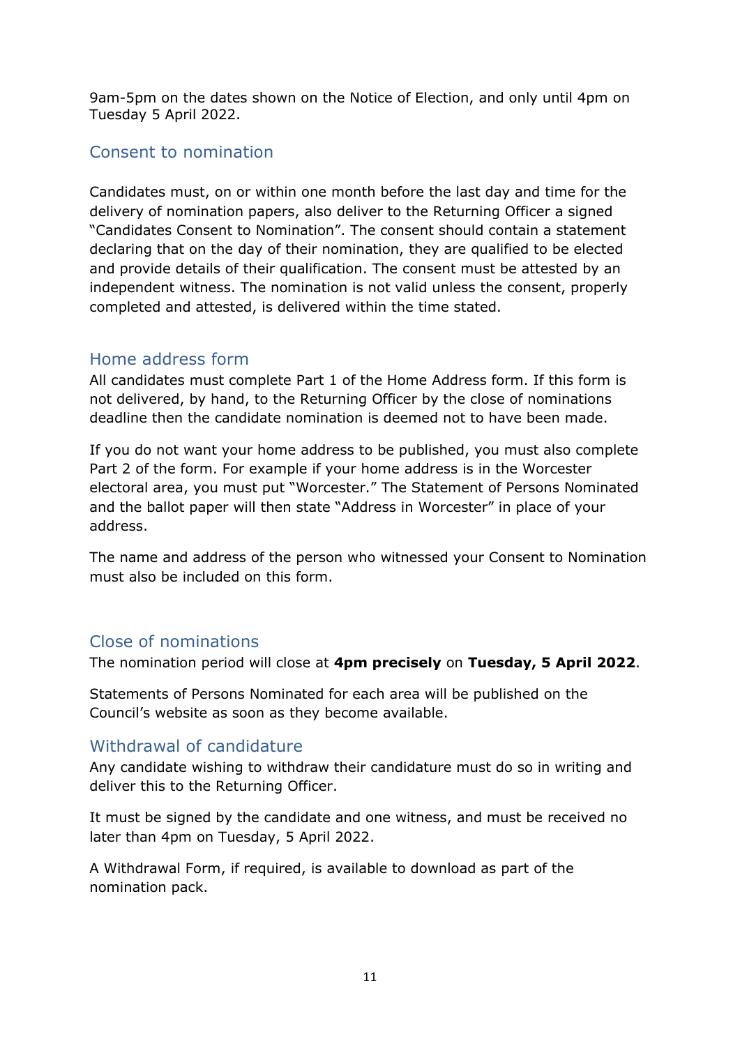9am-5pm on the dates shown on the Notice of Election, and only until 4pm on Tuesday 5 April 2022.

## Consent to nomination

Candidates must, on or within one month before the last day and time for the delivery of nomination papers, also deliver to the Returning Officer a signed "Candidates Consent to Nomination". The consent should contain a statement declaring that on the day of their nomination, they are qualified to be elected and provide details of their qualification. The consent must be attested by an independent witness. The nomination is not valid unless the consent, properly completed and attested, is delivered within the time stated.

## Home address form

All candidates must complete Part 1 of the Home Address form. If this form is not delivered, by hand, to the Returning Officer by the close of nominations deadline then the candidate nomination is deemed not to have been made.

If you do not want your home address to be published, you must also complete Part 2 of the form. For example if your home address is in the Worcester electoral area, you must put "Worcester." The Statement of Persons Nominated and the ballot paper will then state "Address in Worcester" in place of your address.

The name and address of the person who witnessed your Consent to Nomination must also be included on this form.

## Close of nominations

The nomination period will close at **4pm precisely** on **Tuesday, 5 April 2022**.

Statements of Persons Nominated for each area will be published on the Council's website as soon as they become available.

## Withdrawal of candidature

Any candidate wishing to withdraw their candidature must do so in writing and deliver this to the Returning Officer.

It must be signed by the candidate and one witness, and must be received no later than 4pm on Tuesday, 5 April 2022.

A Withdrawal Form, if required, is available to download as part of the nomination pack.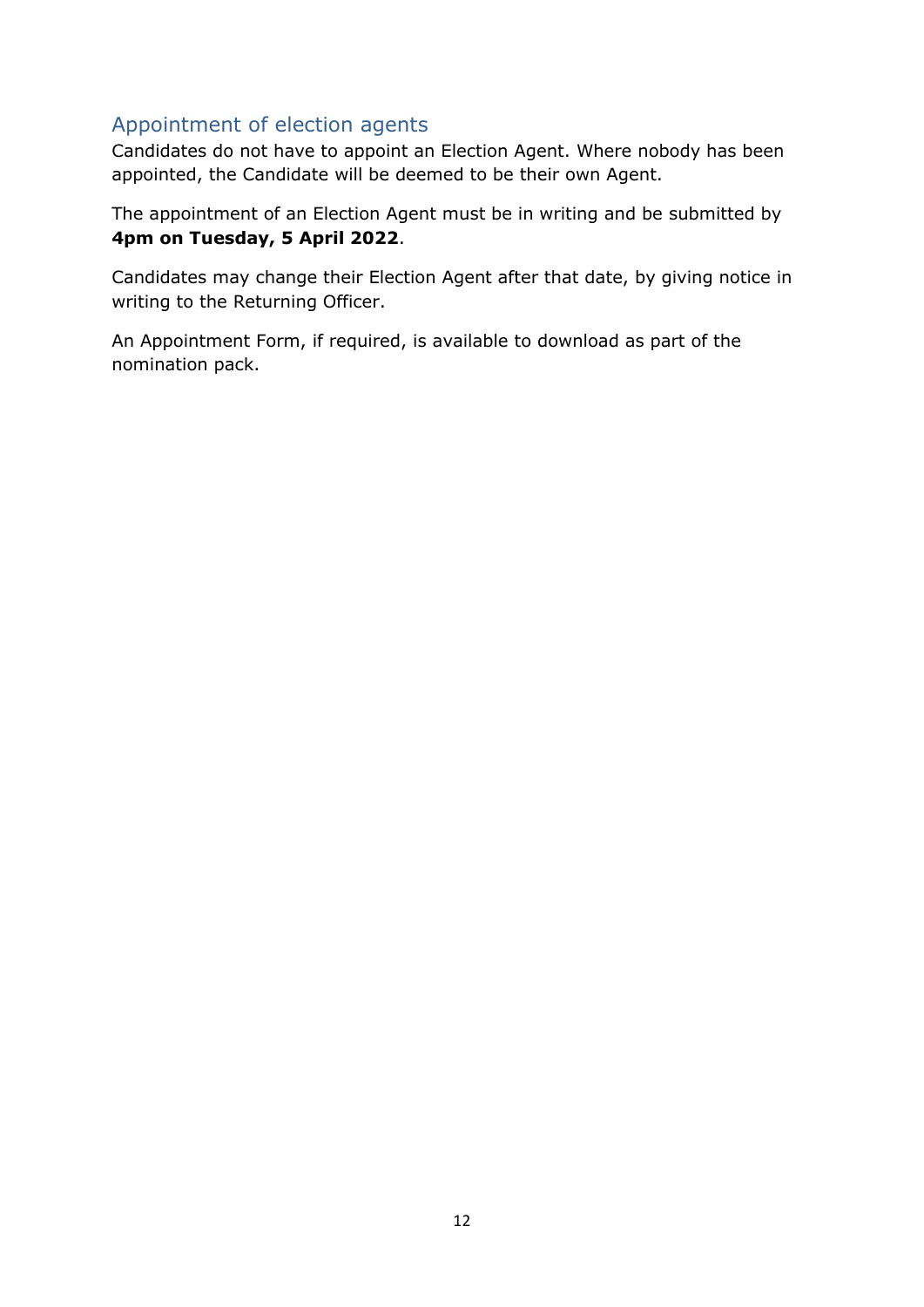## Appointment of election agents

Candidates do not have to appoint an Election Agent. Where nobody has been appointed, the Candidate will be deemed to be their own Agent.

The appointment of an Election Agent must be in writing and be submitted by **4pm on Tuesday, 5 April 2022**.

Candidates may change their Election Agent after that date, by giving notice in writing to the Returning Officer.

An Appointment Form, if required, is available to download as part of the nomination pack.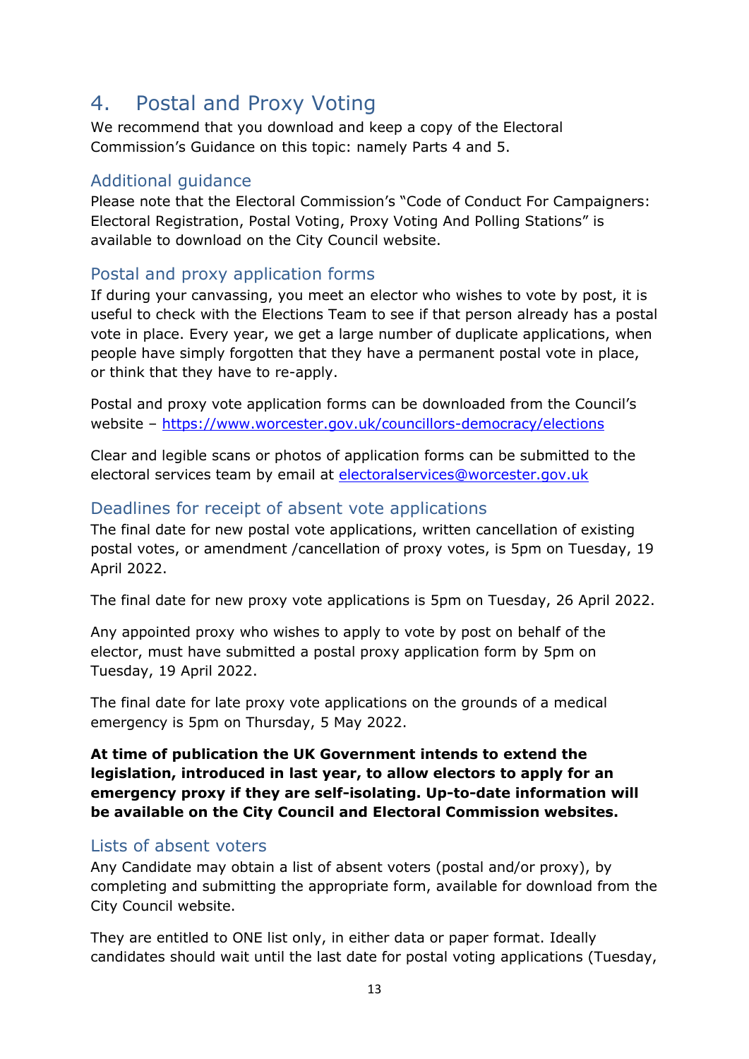# 4. Postal and Proxy Voting

We recommend that you download and keep a copy of the Electoral Commission's Guidance on this topic: namely Parts 4 and 5.

## Additional guidance

Please note that the Electoral Commission's "Code of Conduct For Campaigners: Electoral Registration, Postal Voting, Proxy Voting And Polling Stations" is available to download on the City Council website.

## Postal and proxy application forms

If during your canvassing, you meet an elector who wishes to vote by post, it is useful to check with the Elections Team to see if that person already has a postal vote in place. Every year, we get a large number of duplicate applications, when people have simply forgotten that they have a permanent postal vote in place, or think that they have to re-apply.

Postal and proxy vote application forms can be downloaded from the Council's website – https://www.worcester.gov.uk/councillors-democracy/elections

Clear and legible scans or photos of application forms can be submitted to the electoral services team by email at electoralservices@worcester.gov.uk

## Deadlines for receipt of absent vote applications

The final date for new postal vote applications, written cancellation of existing postal votes, or amendment /cancellation of proxy votes, is 5pm on Tuesday, 19 April 2022.

The final date for new proxy vote applications is 5pm on Tuesday, 26 April 2022.

Any appointed proxy who wishes to apply to vote by post on behalf of the elector, must have submitted a postal proxy application form by 5pm on Tuesday, 19 April 2022.

The final date for late proxy vote applications on the grounds of a medical emergency is 5pm on Thursday, 5 May 2022.

**At time of publication the UK Government intends to extend the legislation, introduced in last year, to allow electors to apply for an emergency proxy if they are self-isolating. Up-to-date information will be available on the City Council and Electoral Commission websites.**

## Lists of absent voters

Any Candidate may obtain a list of absent voters (postal and/or proxy), by completing and submitting the appropriate form, available for download from the City Council website.

They are entitled to ONE list only, in either data or paper format. Ideally candidates should wait until the last date for postal voting applications (Tuesday,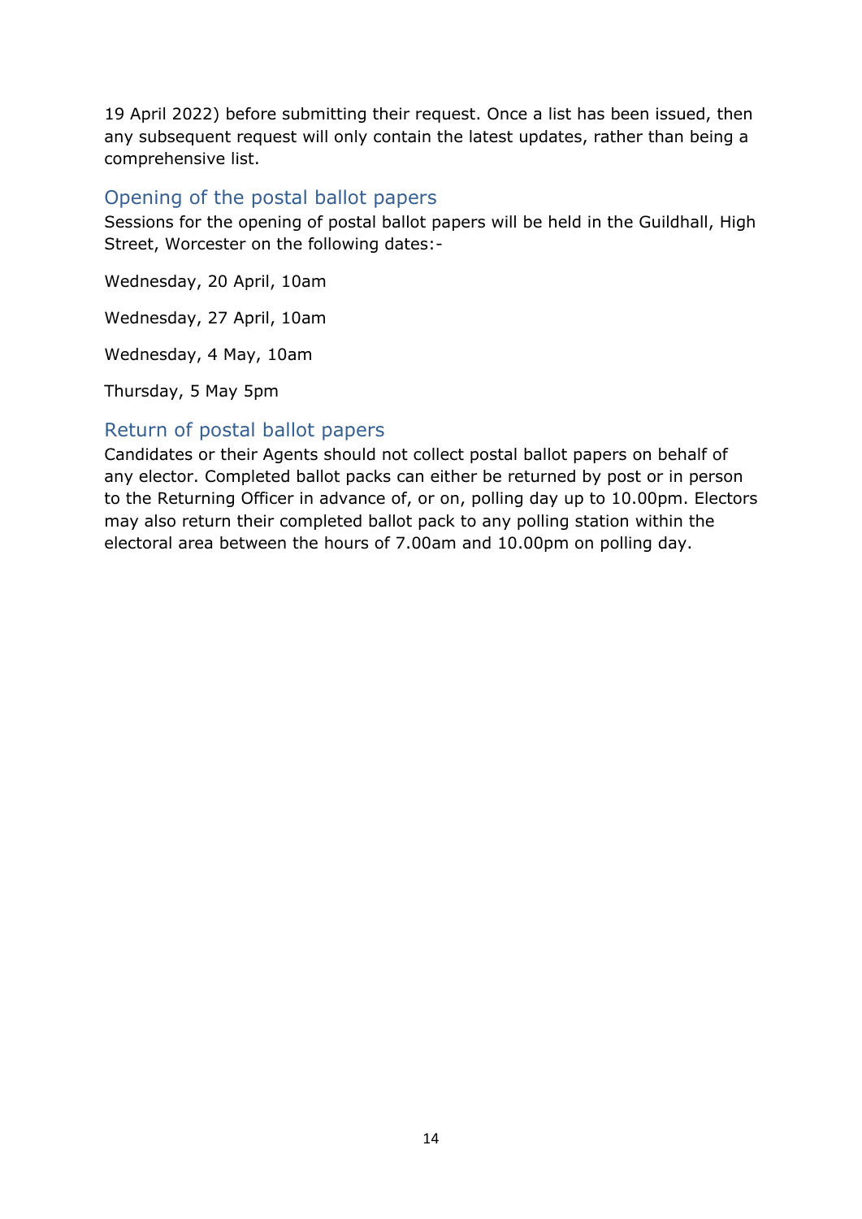19 April 2022) before submitting their request. Once a list has been issued, then any subsequent request will only contain the latest updates, rather than being a comprehensive list.

## Opening of the postal ballot papers

Sessions for the opening of postal ballot papers will be held in the Guildhall, High Street, Worcester on the following dates:-

Wednesday, 20 April, 10am

Wednesday, 27 April, 10am

Wednesday, 4 May, 10am

Thursday, 5 May 5pm

## Return of postal ballot papers

Candidates or their Agents should not collect postal ballot papers on behalf of any elector. Completed ballot packs can either be returned by post or in person to the Returning Officer in advance of, or on, polling day up to 10.00pm. Electors may also return their completed ballot pack to any polling station within the electoral area between the hours of 7.00am and 10.00pm on polling day.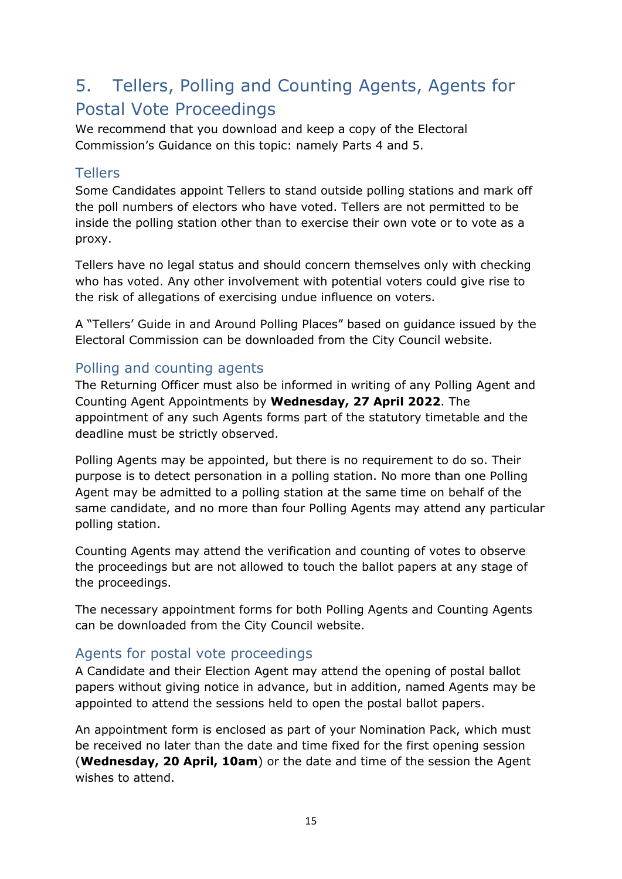## 5. Tellers, Polling and Counting Agents, Agents for Postal Vote Proceedings

We recommend that you download and keep a copy of the Electoral Commission's Guidance on this topic: namely Parts 4 and 5.

### Tellers

Some Candidates appoint Tellers to stand outside polling stations and mark off the poll numbers of electors who have voted. Tellers are not permitted to be inside the polling station other than to exercise their own vote or to vote as a proxy.

Tellers have no legal status and should concern themselves only with checking who has voted. Any other involvement with potential voters could give rise to the risk of allegations of exercising undue influence on voters.

A "Tellers' Guide in and Around Polling Places" based on guidance issued by the Electoral Commission can be downloaded from the City Council website.

### Polling and counting agents

The Returning Officer must also be informed in writing of any Polling Agent and Counting Agent Appointments by **Wednesday, 27 April 2022**. The appointment of any such Agents forms part of the statutory timetable and the deadline must be strictly observed.

Polling Agents may be appointed, but there is no requirement to do so. Their purpose is to detect personation in a polling station. No more than one Polling Agent may be admitted to a polling station at the same time on behalf of the same candidate, and no more than four Polling Agents may attend any particular polling station.

Counting Agents may attend the verification and counting of votes to observe the proceedings but are not allowed to touch the ballot papers at any stage of the proceedings.

The necessary appointment forms for both Polling Agents and Counting Agents can be downloaded from the City Council website.

### Agents for postal vote proceedings

A Candidate and their Election Agent may attend the opening of postal ballot papers without giving notice in advance, but in addition, named Agents may be appointed to attend the sessions held to open the postal ballot papers.

An appointment form is enclosed as part of your Nomination Pack, which must be received no later than the date and time fixed for the first opening session (**Wednesday, 20 April, 10am**) or the date and time of the session the Agent wishes to attend.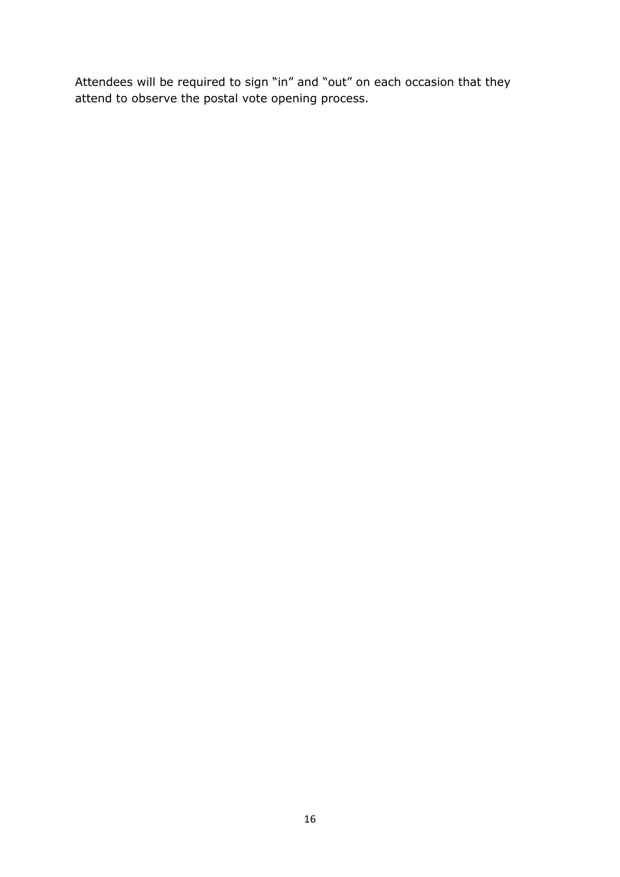Attendees will be required to sign "in" and "out" on each occasion that they attend to observe the postal vote opening process.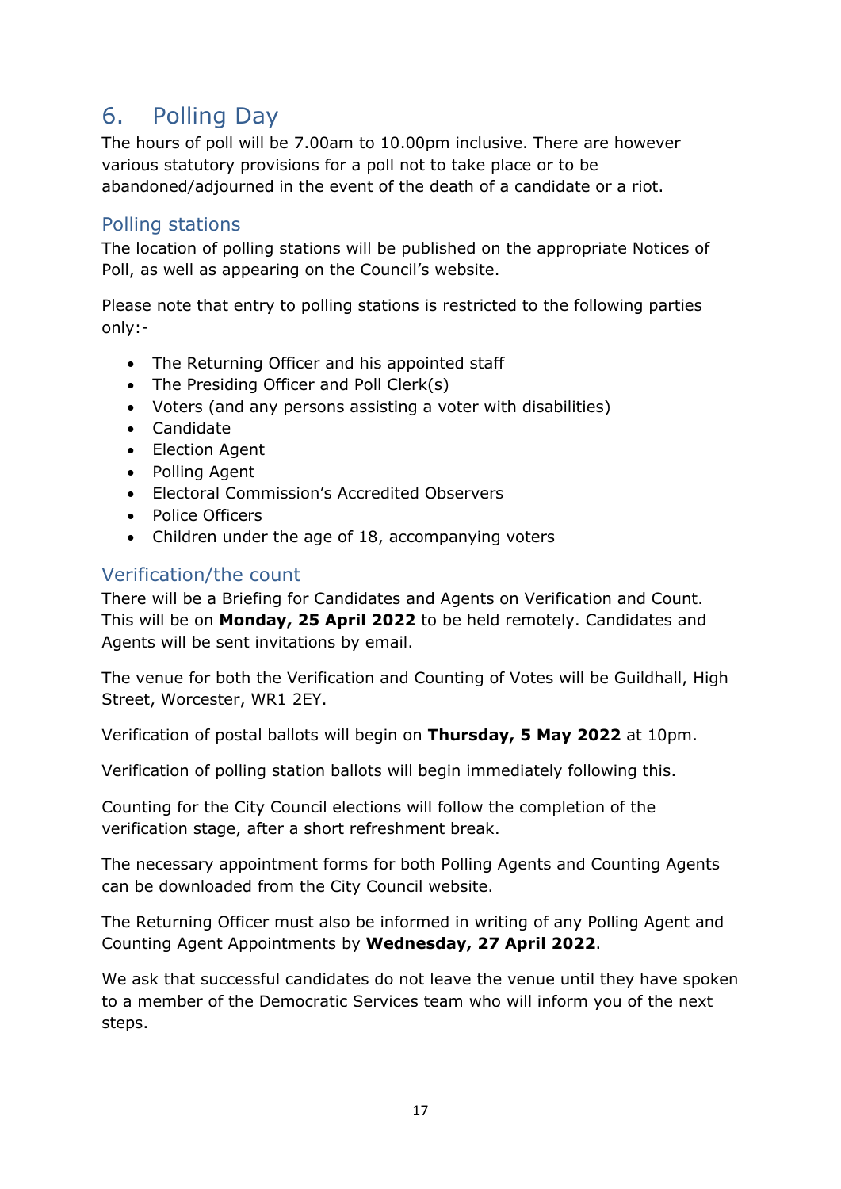## 6. Polling Day

The hours of poll will be 7.00am to 10.00pm inclusive. There are however various statutory provisions for a poll not to take place or to be abandoned/adjourned in the event of the death of a candidate or a riot.

### Polling stations

The location of polling stations will be published on the appropriate Notices of Poll, as well as appearing on the Council's website.

Please note that entry to polling stations is restricted to the following parties only:-

- The Returning Officer and his appointed staff
- The Presiding Officer and Poll Clerk(s)
- Voters (and any persons assisting a voter with disabilities)
- Candidate
- Election Agent
- Polling Agent
- Electoral Commission's Accredited Observers
- Police Officers
- Children under the age of 18, accompanying voters

### Verification/the count

There will be a Briefing for Candidates and Agents on Verification and Count. This will be on **Monday, 25 April 2022** to be held remotely. Candidates and Agents will be sent invitations by email.

The venue for both the Verification and Counting of Votes will be Guildhall, High Street, Worcester, WR1 2EY.

Verification of postal ballots will begin on **Thursday, 5 May 2022** at 10pm.

Verification of polling station ballots will begin immediately following this.

Counting for the City Council elections will follow the completion of the verification stage, after a short refreshment break.

The necessary appointment forms for both Polling Agents and Counting Agents can be downloaded from the City Council website.

The Returning Officer must also be informed in writing of any Polling Agent and Counting Agent Appointments by **Wednesday, 27 April 2022**.

We ask that successful candidates do not leave the venue until they have spoken to a member of the Democratic Services team who will inform you of the next steps.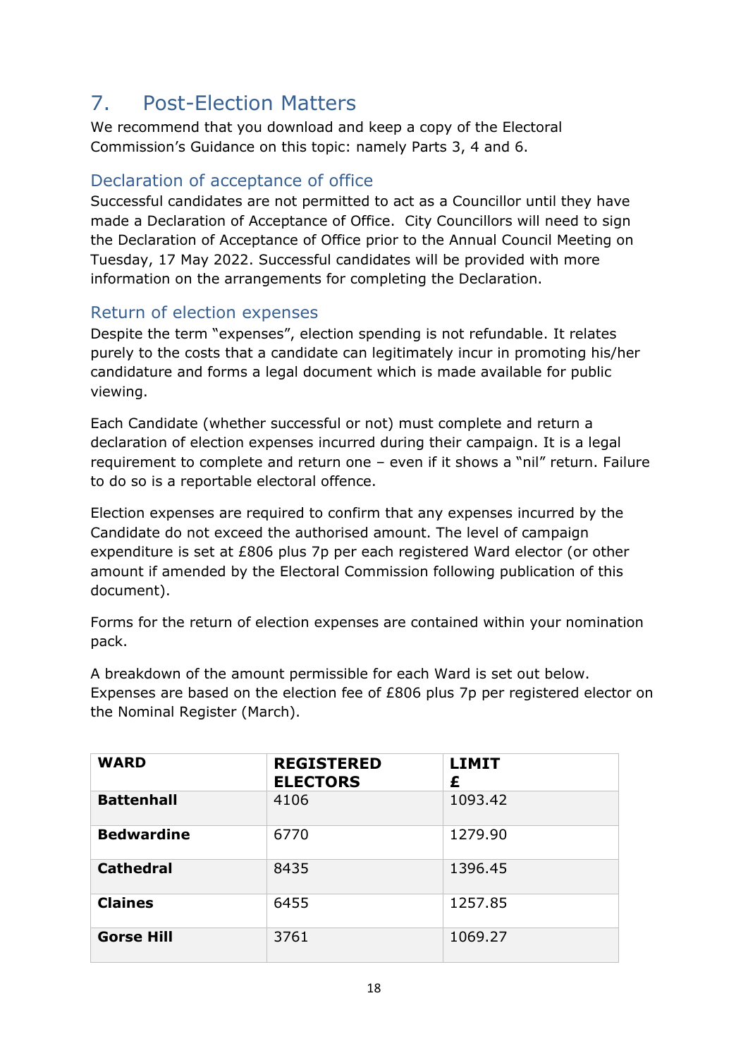## 7. Post-Election Matters

We recommend that you download and keep a copy of the Electoral Commission's Guidance on this topic: namely Parts 3, 4 and 6.

### Declaration of acceptance of office

Successful candidates are not permitted to act as a Councillor until they have made a Declaration of Acceptance of Office. City Councillors will need to sign the Declaration of Acceptance of Office prior to the Annual Council Meeting on Tuesday, 17 May 2022. Successful candidates will be provided with more information on the arrangements for completing the Declaration.

### Return of election expenses

Despite the term "expenses", election spending is not refundable. It relates purely to the costs that a candidate can legitimately incur in promoting his/her candidature and forms a legal document which is made available for public viewing.

Each Candidate (whether successful or not) must complete and return a declaration of election expenses incurred during their campaign. It is a legal requirement to complete and return one – even if it shows a "nil" return. Failure to do so is a reportable electoral offence.

Election expenses are required to confirm that any expenses incurred by the Candidate do not exceed the authorised amount. The level of campaign expenditure is set at £806 plus 7p per each registered Ward elector (or other amount if amended by the Electoral Commission following publication of this document).

Forms for the return of election expenses are contained within your nomination pack.

A breakdown of the amount permissible for each Ward is set out below. Expenses are based on the election fee of £806 plus 7p per registered elector on the Nominal Register (March).

| WARD | REGISTERED ELECTORS | LIMIT £ |
|---|---|---|
| **Battenhall** | 4106 | 1093.42 |
| **Bedwardine** | 6770 | 1279.90 |
| **Cathedral** | 8435 | 1396.45 |
| **Claines** | 6455 | 1257.85 |
| **Gorse Hill** | 3761 | 1069.27 |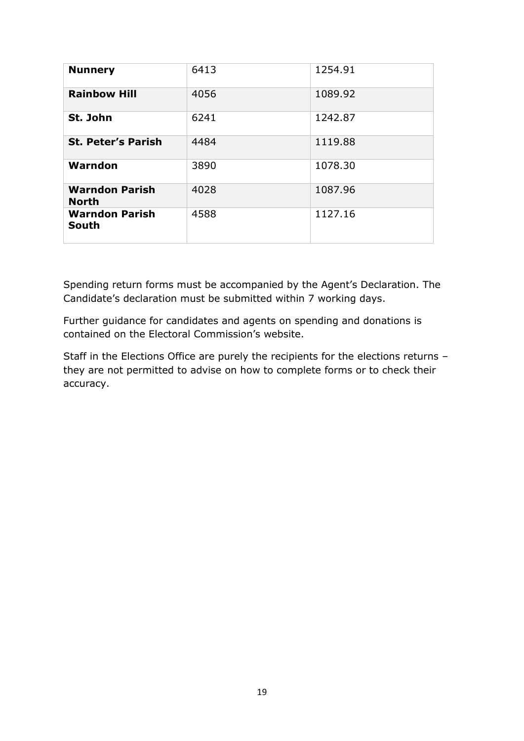| **Nunnery** | 6413 | 1254.91 |
| --- | --- | --- |
| **Rainbow Hill** | 4056 | 1089.92 |
| **St. John** | 6241 | 1242.87 |
| **St. Peter's Parish** | 4484 | 1119.88 |
| **Warndon** | 3890 | 1078.30 |
| **Warndon Parish North** | 4028 | 1087.96 |
| **Warndon Parish South** | 4588 | 1127.16 |

Spending return forms must be accompanied by the Agent's Declaration. The Candidate's declaration must be submitted within 7 working days.

Further guidance for candidates and agents on spending and donations is contained on the Electoral Commission's website.

Staff in the Elections Office are purely the recipients for the elections returns – they are not permitted to advise on how to complete forms or to check their accuracy.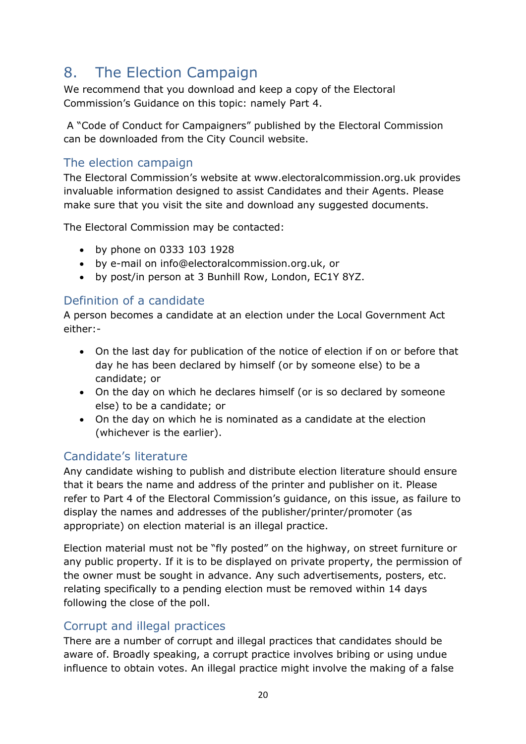## 8. The Election Campaign

We recommend that you download and keep a copy of the Electoral Commission's Guidance on this topic: namely Part 4.

A "Code of Conduct for Campaigners" published by the Electoral Commission can be downloaded from the City Council website.

### The election campaign

The Electoral Commission's website at www.electoralcommission.org.uk provides invaluable information designed to assist Candidates and their Agents. Please make sure that you visit the site and download any suggested documents.

The Electoral Commission may be contacted:

- by phone on 0333 103 1928
- by e-mail on info@electoralcommission.org.uk, or
- by post/in person at 3 Bunhill Row, London, EC1Y 8YZ.

### Definition of a candidate

A person becomes a candidate at an election under the Local Government Act either:-

- On the last day for publication of the notice of election if on or before that day he has been declared by himself (or by someone else) to be a candidate; or
- On the day on which he declares himself (or is so declared by someone else) to be a candidate; or
- On the day on which he is nominated as a candidate at the election (whichever is the earlier).

### Candidate's literature

Any candidate wishing to publish and distribute election literature should ensure that it bears the name and address of the printer and publisher on it. Please refer to Part 4 of the Electoral Commission's guidance, on this issue, as failure to display the names and addresses of the publisher/printer/promoter (as appropriate) on election material is an illegal practice.

Election material must not be "fly posted" on the highway, on street furniture or any public property. If it is to be displayed on private property, the permission of the owner must be sought in advance. Any such advertisements, posters, etc. relating specifically to a pending election must be removed within 14 days following the close of the poll.

### Corrupt and illegal practices

There are a number of corrupt and illegal practices that candidates should be aware of. Broadly speaking, a corrupt practice involves bribing or using undue influence to obtain votes. An illegal practice might involve the making of a false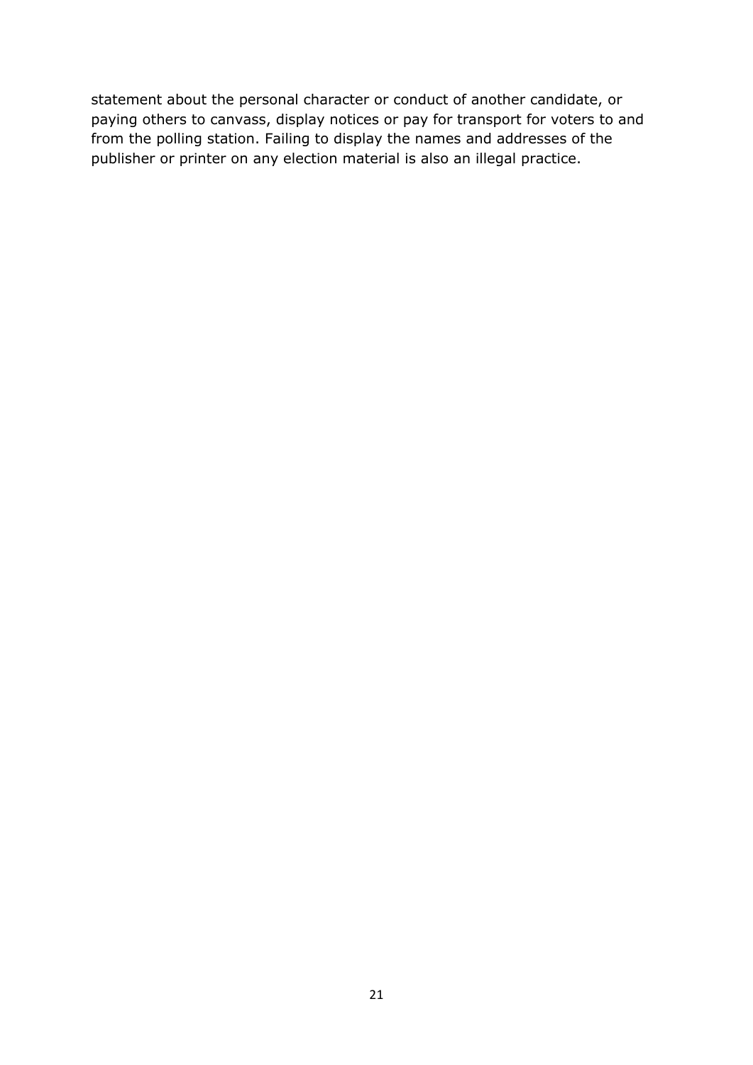statement about the personal character or conduct of another candidate, or paying others to canvass, display notices or pay for transport for voters to and from the polling station. Failing to display the names and addresses of the publisher or printer on any election material is also an illegal practice.